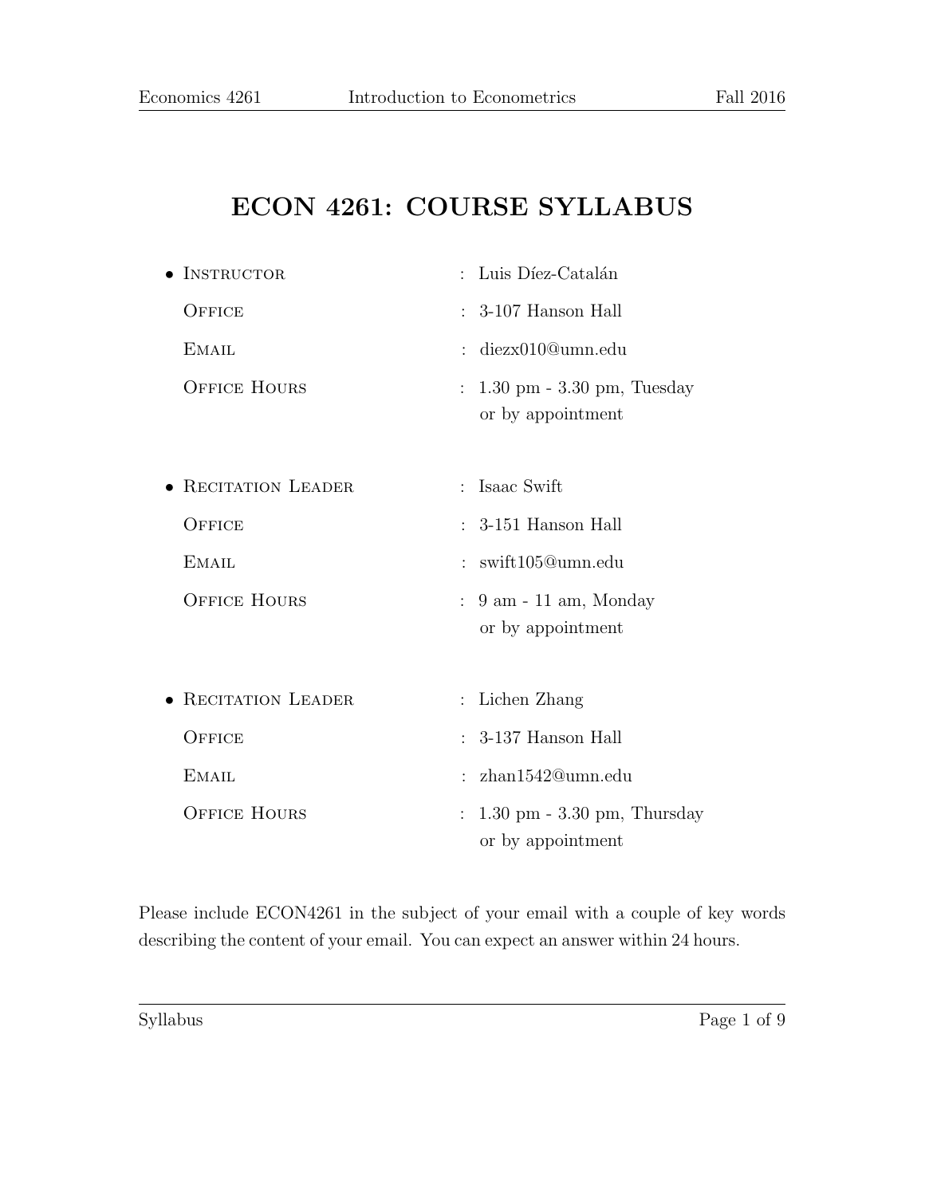# ECON 4261: COURSE SYLLABUS

- **Instructor** : Luis Díez-Catalán

  **Office** : 3-107 Hanson Hall

  **Email** : diezx010@umn.edu

  **Office Hours** : 1.30 pm - 3.30 pm, Tuesday
  or by appointment

- **Recitation Leader** : Isaac Swift

  **Office** : 3-151 Hanson Hall

  **Email** : swift105@umn.edu

  **Office Hours** : 9 am - 11 am, Monday
  or by appointment

- **Recitation Leader** : Lichen Zhang

  **Office** : 3-137 Hanson Hall

  **Email** : zhan1542@umn.edu

  **Office Hours** : 1.30 pm - 3.30 pm, Thursday
  or by appointment

Please include ECON4261 in the subject of your email with a couple of key words describing the content of your email. You can expect an answer within 24 hours.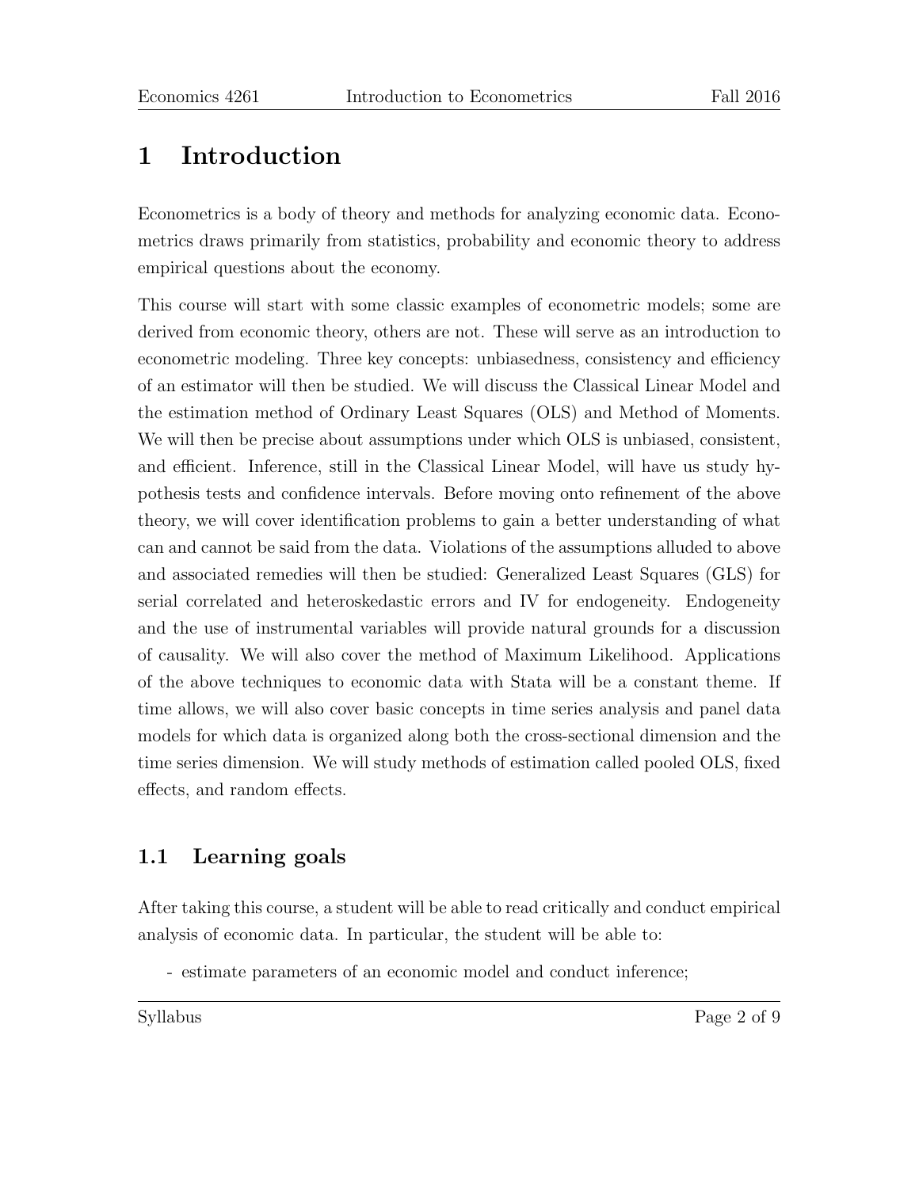# 1 Introduction

Econometrics is a body of theory and methods for analyzing economic data. Econometrics draws primarily from statistics, probability and economic theory to address empirical questions about the economy.

This course will start with some classic examples of econometric models; some are derived from economic theory, others are not. These will serve as an introduction to econometric modeling. Three key concepts: unbiasedness, consistency and efficiency of an estimator will then be studied. We will discuss the Classical Linear Model and the estimation method of Ordinary Least Squares (OLS) and Method of Moments. We will then be precise about assumptions under which OLS is unbiased, consistent, and efficient. Inference, still in the Classical Linear Model, will have us study hypothesis tests and confidence intervals. Before moving onto refinement of the above theory, we will cover identification problems to gain a better understanding of what can and cannot be said from the data. Violations of the assumptions alluded to above and associated remedies will then be studied: Generalized Least Squares (GLS) for serial correlated and heteroskedastic errors and IV for endogeneity. Endogeneity and the use of instrumental variables will provide natural grounds for a discussion of causality. We will also cover the method of Maximum Likelihood. Applications of the above techniques to economic data with Stata will be a constant theme. If time allows, we will also cover basic concepts in time series analysis and panel data models for which data is organized along both the cross-sectional dimension and the time series dimension. We will study methods of estimation called pooled OLS, fixed effects, and random effects.

## 1.1 Learning goals

After taking this course, a student will be able to read critically and conduct empirical analysis of economic data. In particular, the student will be able to:

- estimate parameters of an economic model and conduct inference;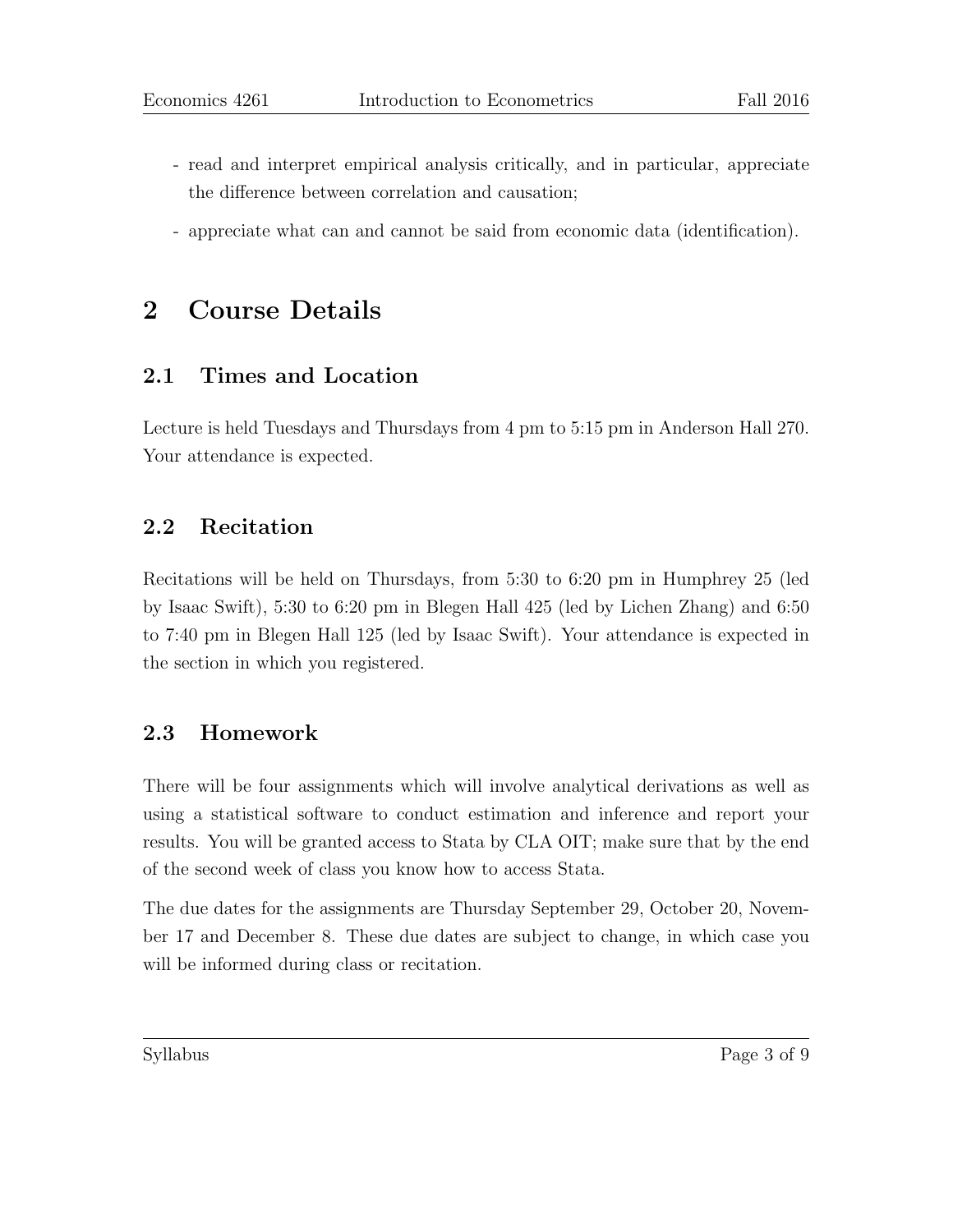- read and interpret empirical analysis critically, and in particular, appreciate the difference between correlation and causation;
- appreciate what can and cannot be said from economic data (identification).

# 2 Course Details

## 2.1 Times and Location

Lecture is held Tuesdays and Thursdays from 4 pm to 5:15 pm in Anderson Hall 270. Your attendance is expected.

## 2.2 Recitation

Recitations will be held on Thursdays, from 5:30 to 6:20 pm in Humphrey 25 (led by Isaac Swift), 5:30 to 6:20 pm in Blegen Hall 425 (led by Lichen Zhang) and 6:50 to 7:40 pm in Blegen Hall 125 (led by Isaac Swift). Your attendance is expected in the section in which you registered.

## 2.3 Homework

There will be four assignments which will involve analytical derivations as well as using a statistical software to conduct estimation and inference and report your results. You will be granted access to Stata by CLA OIT; make sure that by the end of the second week of class you know how to access Stata.

The due dates for the assignments are Thursday September 29, October 20, November 17 and December 8. These due dates are subject to change, in which case you will be informed during class or recitation.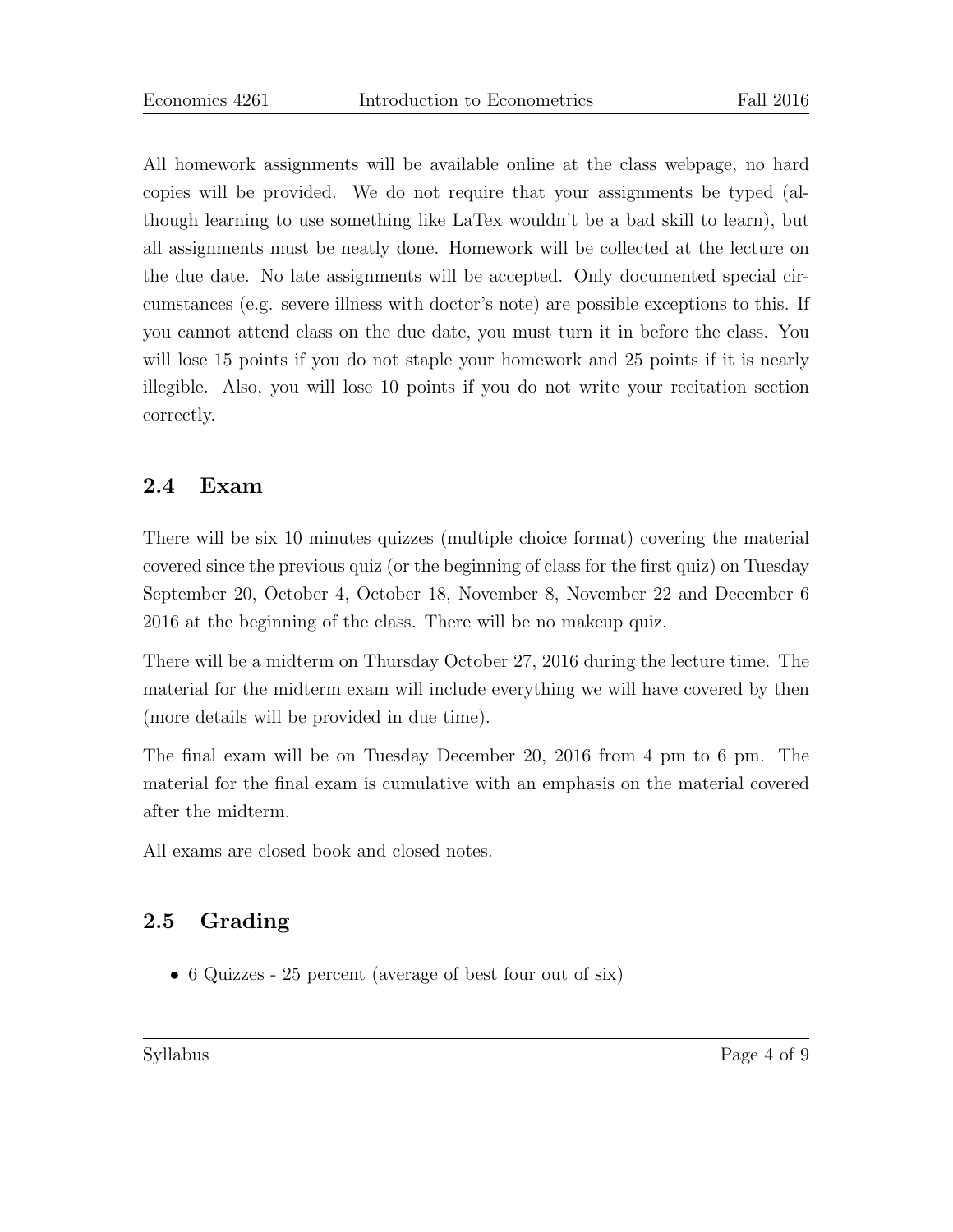All homework assignments will be available online at the class webpage, no hard copies will be provided. We do not require that your assignments be typed (although learning to use something like LaTex wouldn't be a bad skill to learn), but all assignments must be neatly done. Homework will be collected at the lecture on the due date. No late assignments will be accepted. Only documented special circumstances (e.g. severe illness with doctor's note) are possible exceptions to this. If you cannot attend class on the due date, you must turn it in before the class. You will lose 15 points if you do not staple your homework and 25 points if it is nearly illegible. Also, you will lose 10 points if you do not write your recitation section correctly.

## 2.4 Exam

There will be six 10 minutes quizzes (multiple choice format) covering the material covered since the previous quiz (or the beginning of class for the first quiz) on Tuesday September 20, October 4, October 18, November 8, November 22 and December 6 2016 at the beginning of the class. There will be no makeup quiz.

There will be a midterm on Thursday October 27, 2016 during the lecture time. The material for the midterm exam will include everything we will have covered by then (more details will be provided in due time).

The final exam will be on Tuesday December 20, 2016 from 4 pm to 6 pm. The material for the final exam is cumulative with an emphasis on the material covered after the midterm.

All exams are closed book and closed notes.

## 2.5 Grading

- 6 Quizzes - 25 percent (average of best four out of six)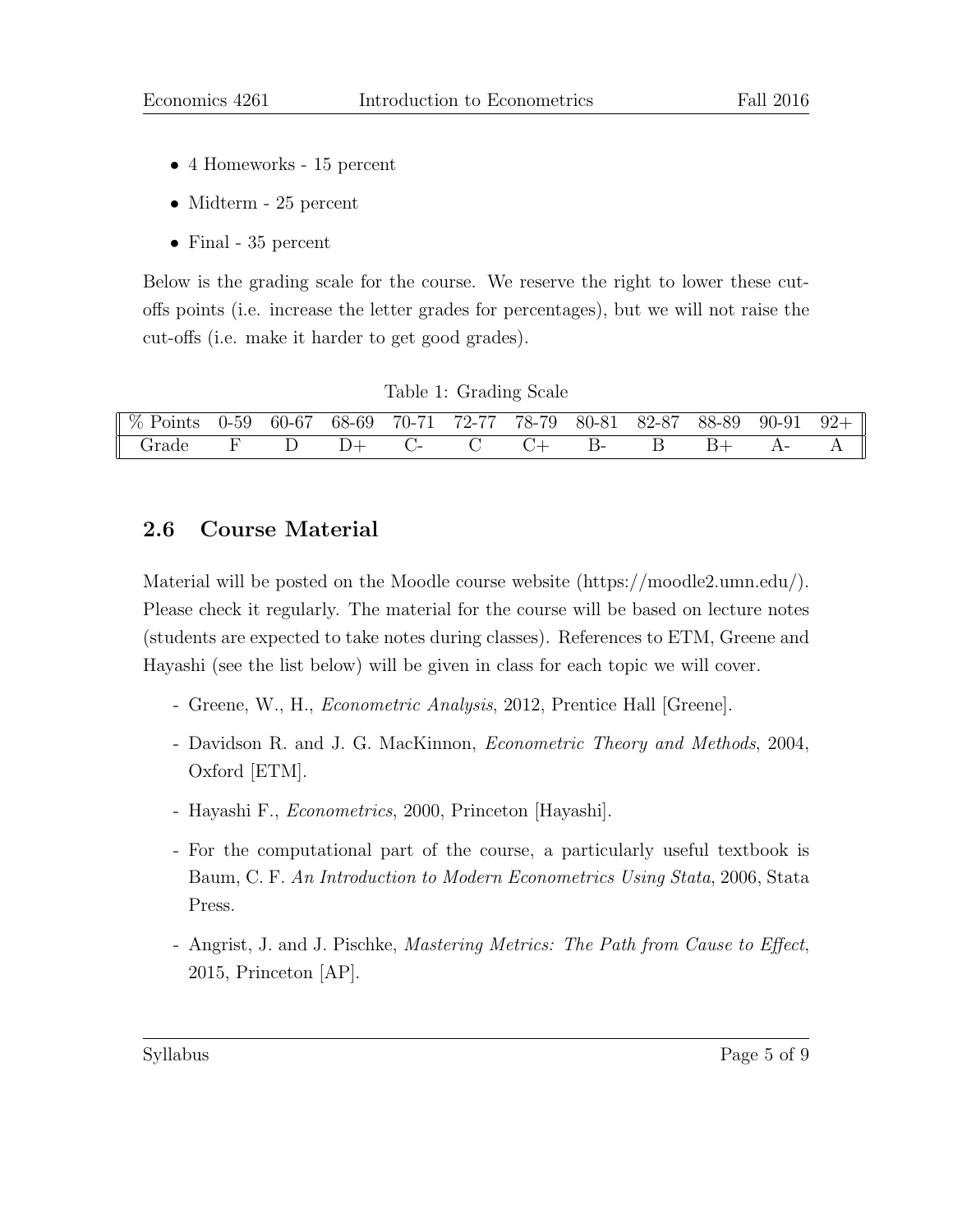- 4 Homeworks - 15 percent
- Midterm - 25 percent
- Final - 35 percent

Below is the grading scale for the course. We reserve the right to lower these cut-offs points (i.e. increase the letter grades for percentages), but we will not raise the cut-offs (i.e. make it harder to get good grades).

Table 1: Grading Scale

| % Points | 0-59 | 60-67 | 68-69 | 70-71 | 72-77 | 78-79 | 80-81 | 82-87 | 88-89 | 90-91 | 92+ |
|---|---|---|---|---|---|---|---|---|---|---|---|
| Grade | F | D | D+ | C- | C | C+ | B- | B | B+ | A- | A |

## 2.6 Course Material

Material will be posted on the Moodle course website (https://moodle2.umn.edu/). Please check it regularly. The material for the course will be based on lecture notes (students are expected to take notes during classes). References to ETM, Greene and Hayashi (see the list below) will be given in class for each topic we will cover.

- Greene, W., H., *Econometric Analysis*, 2012, Prentice Hall [Greene].
- Davidson R. and J. G. MacKinnon, *Econometric Theory and Methods*, 2004, Oxford [ETM].
- Hayashi F., *Econometrics*, 2000, Princeton [Hayashi].
- For the computational part of the course, a particularly useful textbook is Baum, C. F. *An Introduction to Modern Econometrics Using Stata*, 2006, Stata Press.
- Angrist, J. and J. Pischke, *Mastering Metrics: The Path from Cause to Effect*, 2015, Princeton [AP].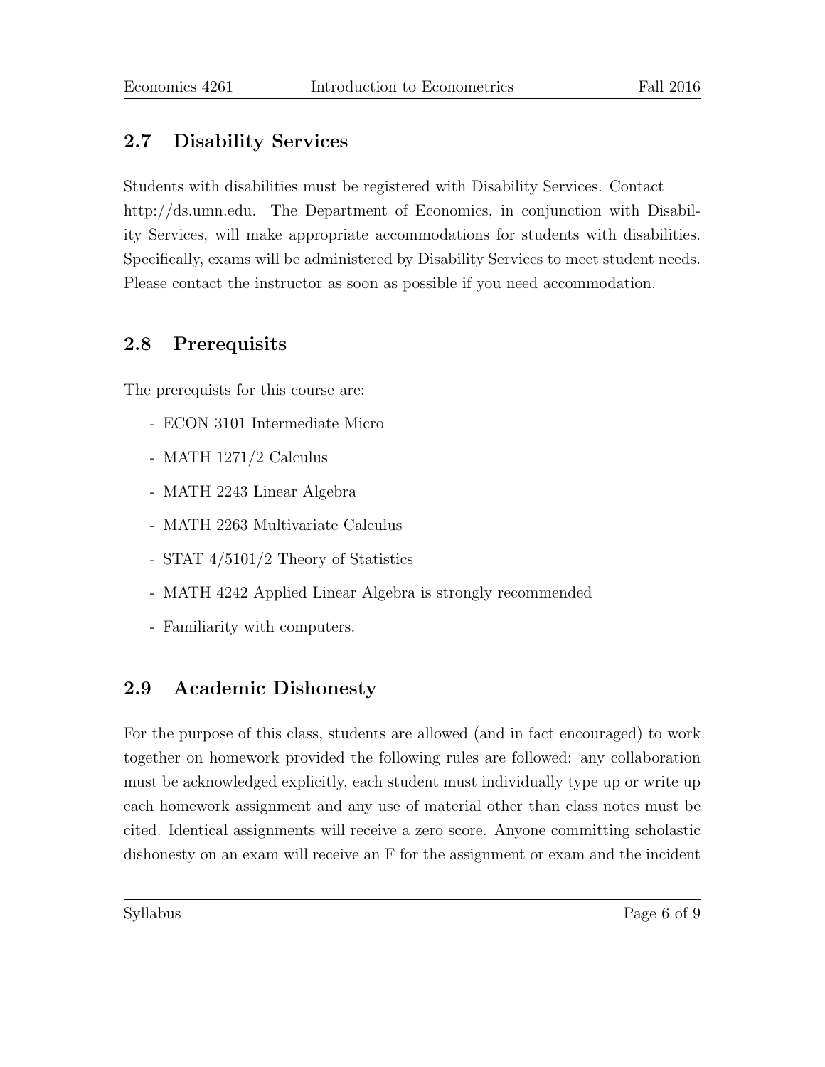## 2.7 Disability Services

Students with disabilities must be registered with Disability Services. Contact http://ds.umn.edu. The Department of Economics, in conjunction with Disability Services, will make appropriate accommodations for students with disabilities. Specifically, exams will be administered by Disability Services to meet student needs. Please contact the instructor as soon as possible if you need accommodation.

## 2.8 Prerequisits

The prerequists for this course are:

- ECON 3101 Intermediate Micro
- MATH 1271/2 Calculus
- MATH 2243 Linear Algebra
- MATH 2263 Multivariate Calculus
- STAT 4/5101/2 Theory of Statistics
- MATH 4242 Applied Linear Algebra is strongly recommended
- Familiarity with computers.

## 2.9 Academic Dishonesty

For the purpose of this class, students are allowed (and in fact encouraged) to work together on homework provided the following rules are followed: any collaboration must be acknowledged explicitly, each student must individually type up or write up each homework assignment and any use of material other than class notes must be cited. Identical assignments will receive a zero score. Anyone committing scholastic dishonesty on an exam will receive an F for the assignment or exam and the incident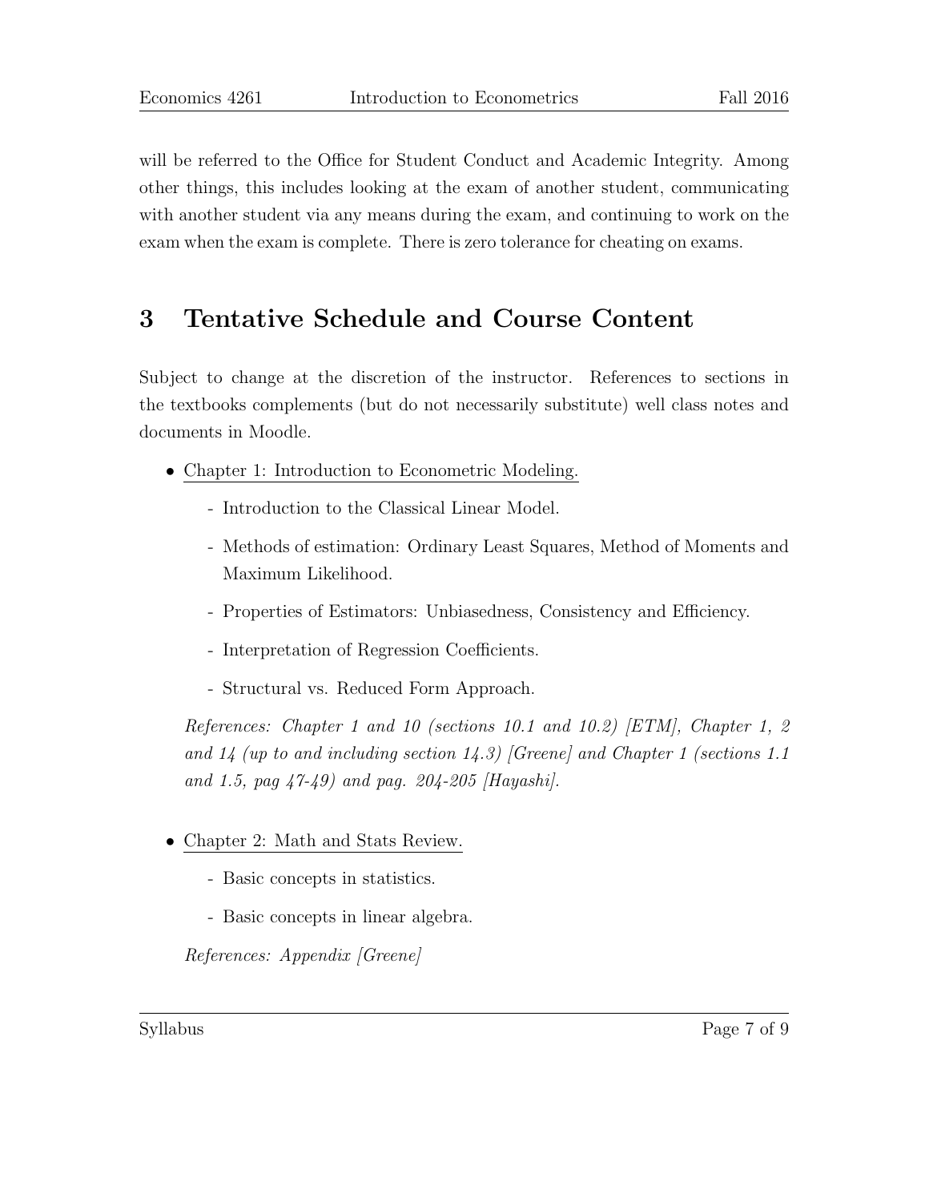will be referred to the Office for Student Conduct and Academic Integrity. Among other things, this includes looking at the exam of another student, communicating with another student via any means during the exam, and continuing to work on the exam when the exam is complete. There is zero tolerance for cheating on exams.

## 3 Tentative Schedule and Course Content

Subject to change at the discretion of the instructor. References to sections in the textbooks complements (but do not necessarily substitute) well class notes and documents in Moodle.

- Chapter 1: Introduction to Econometric Modeling.
  - Introduction to the Classical Linear Model.
  - Methods of estimation: Ordinary Least Squares, Method of Moments and Maximum Likelihood.
  - Properties of Estimators: Unbiasedness, Consistency and Efficiency.
  - Interpretation of Regression Coefficients.
  - Structural vs. Reduced Form Approach.

  *References: Chapter 1 and 10 (sections 10.1 and 10.2) [ETM], Chapter 1, 2 and 14 (up to and including section 14.3) [Greene] and Chapter 1 (sections 1.1 and 1.5, pag 47-49) and pag. 204-205 [Hayashi].*

- Chapter 2: Math and Stats Review.
  - Basic concepts in statistics.
  - Basic concepts in linear algebra.

  *References: Appendix [Greene]*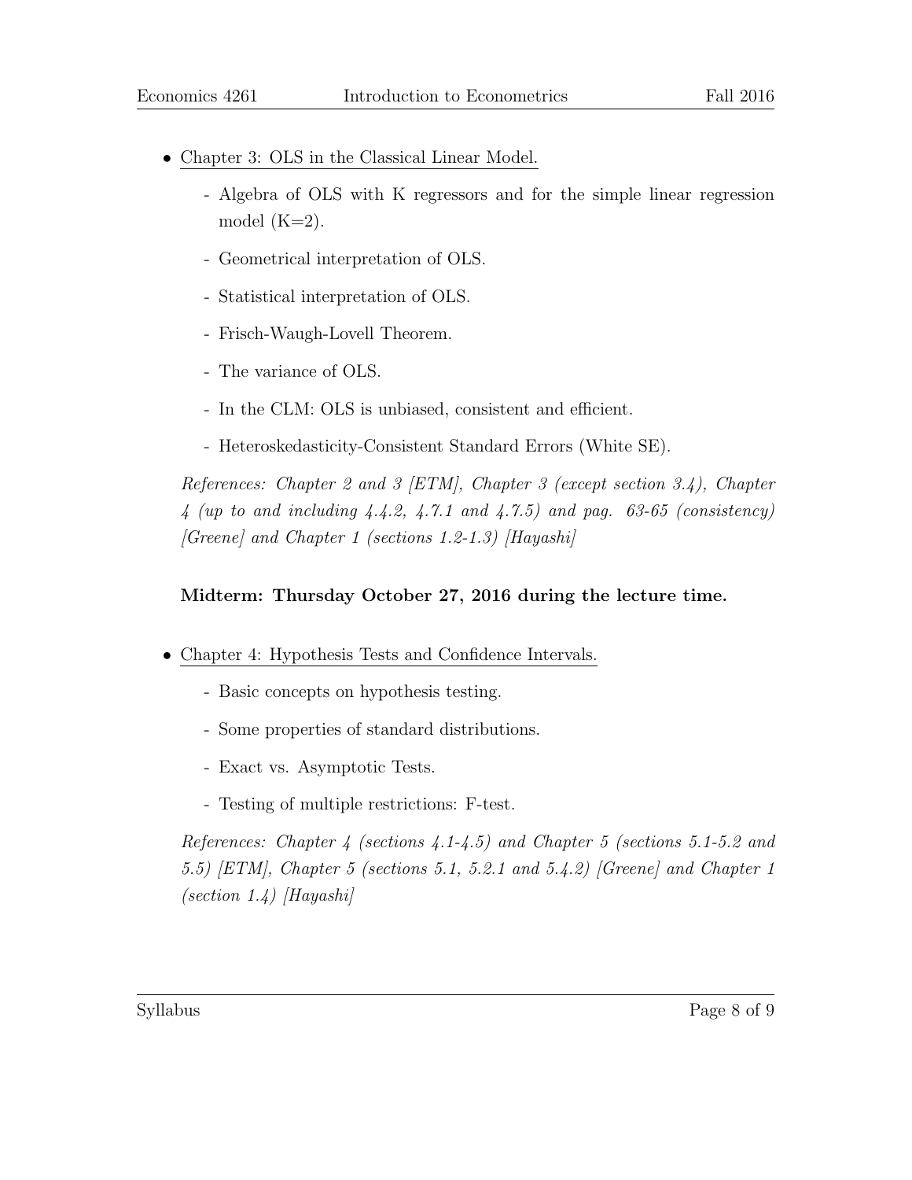- Chapter 3: OLS in the Classical Linear Model.

  - Algebra of OLS with K regressors and for the simple linear regression model (K=2).
  - Geometrical interpretation of OLS.
  - Statistical interpretation of OLS.
  - Frisch-Waugh-Lovell Theorem.
  - The variance of OLS.
  - In the CLM: OLS is unbiased, consistent and efficient.
  - Heteroskedasticity-Consistent Standard Errors (White SE).

  *References: Chapter 2 and 3 [ETM], Chapter 3 (except section 3.4), Chapter 4 (up to and including 4.4.2, 4.7.1 and 4.7.5) and pag. 63-65 (consistency) [Greene] and Chapter 1 (sections 1.2-1.3) [Hayashi]*

  **Midterm: Thursday October 27, 2016 during the lecture time.**

- Chapter 4: Hypothesis Tests and Confidence Intervals.

  - Basic concepts on hypothesis testing.
  - Some properties of standard distributions.
  - Exact vs. Asymptotic Tests.
  - Testing of multiple restrictions: F-test.

  *References: Chapter 4 (sections 4.1-4.5) and Chapter 5 (sections 5.1-5.2 and 5.5) [ETM], Chapter 5 (sections 5.1, 5.2.1 and 5.4.2) [Greene] and Chapter 1 (section 1.4) [Hayashi]*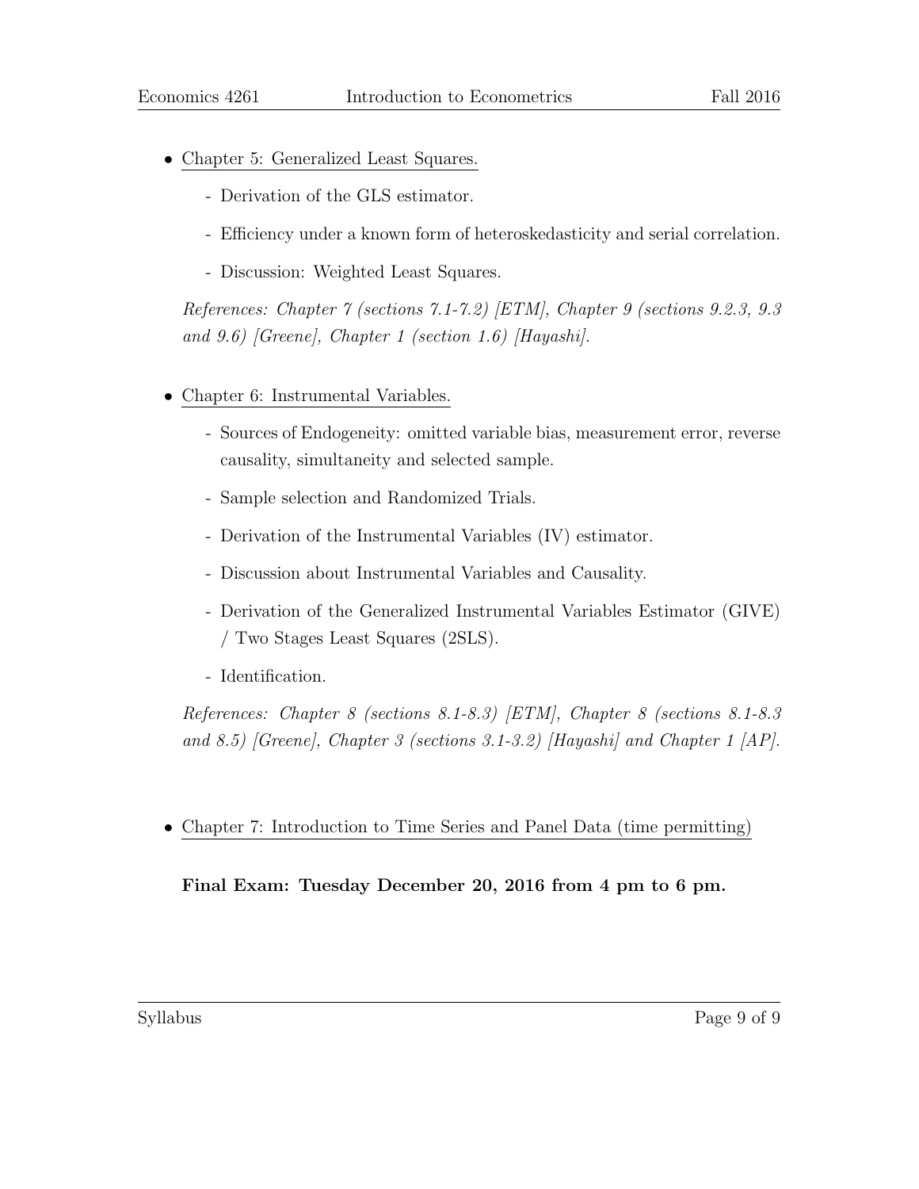- Chapter 5: Generalized Least Squares.

  - Derivation of the GLS estimator.

  - Efficiency under a known form of heteroskedasticity and serial correlation.

  - Discussion: Weighted Least Squares.

  *References: Chapter 7 (sections 7.1-7.2) [ETM], Chapter 9 (sections 9.2.3, 9.3 and 9.6) [Greene], Chapter 1 (section 1.6) [Hayashi].*

- Chapter 6: Instrumental Variables.

  - Sources of Endogeneity: omitted variable bias, measurement error, reverse causality, simultaneity and selected sample.

  - Sample selection and Randomized Trials.

  - Derivation of the Instrumental Variables (IV) estimator.

  - Discussion about Instrumental Variables and Causality.

  - Derivation of the Generalized Instrumental Variables Estimator (GIVE) / Two Stages Least Squares (2SLS).

  - Identification.

  *References: Chapter 8 (sections 8.1-8.3) [ETM], Chapter 8 (sections 8.1-8.3 and 8.5) [Greene], Chapter 3 (sections 3.1-3.2) [Hayashi] and Chapter 1 [AP].*

- Chapter 7: Introduction to Time Series and Panel Data (time permitting)

  **Final Exam: Tuesday December 20, 2016 from 4 pm to 6 pm.**